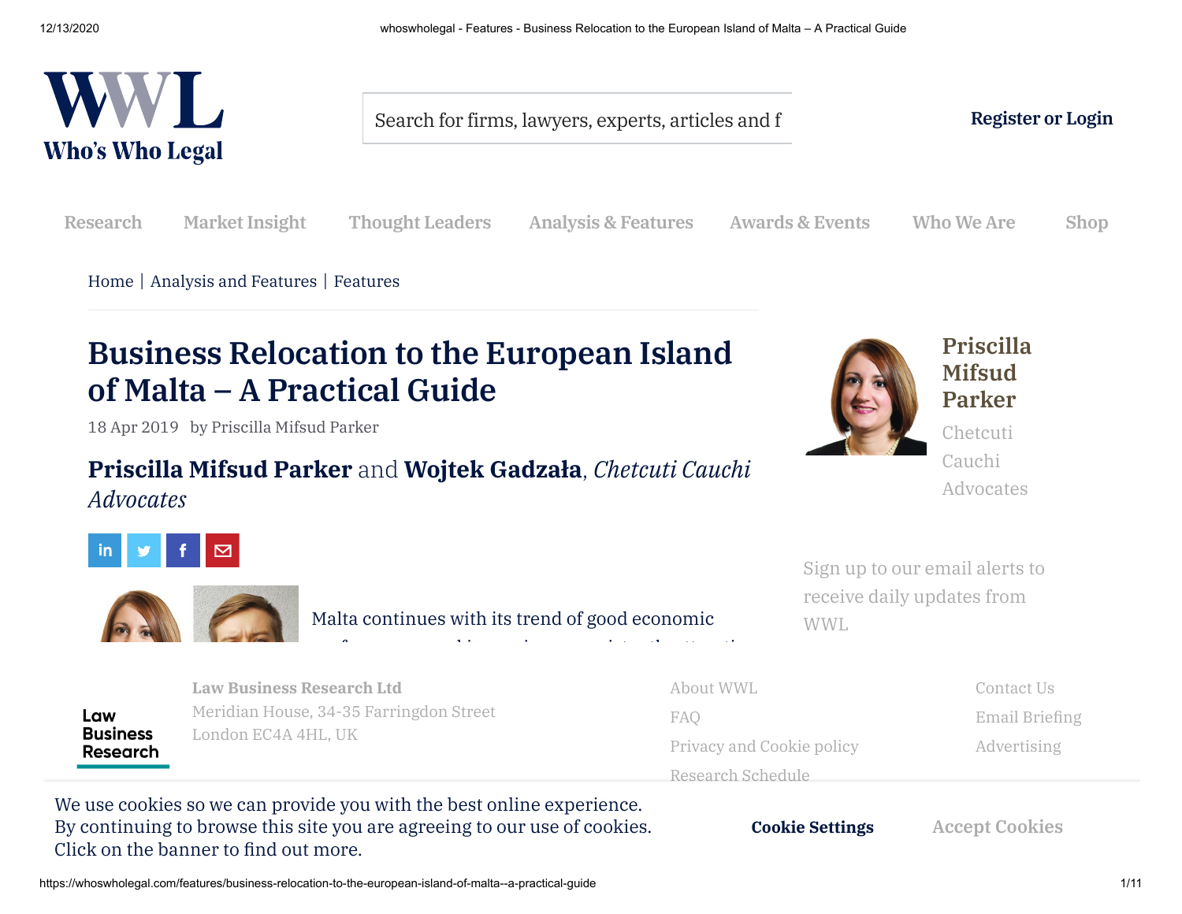Home | Analysis and Features | Features

# Business Relocation to the European Island of Malta – A Practical Guide

18 Apr 2019 by Priscilla Mifsud Parker

**Priscilla Mifsud Parker** and **Wojtek Gadzała**, *Chetcuti Cauchi Advocates*

Malta continues with its trend of good economic

**Priscilla Mifsud Parker**

Chetcuti Cauchi Advocates

Sign up to our email alerts to receive daily updates from WWL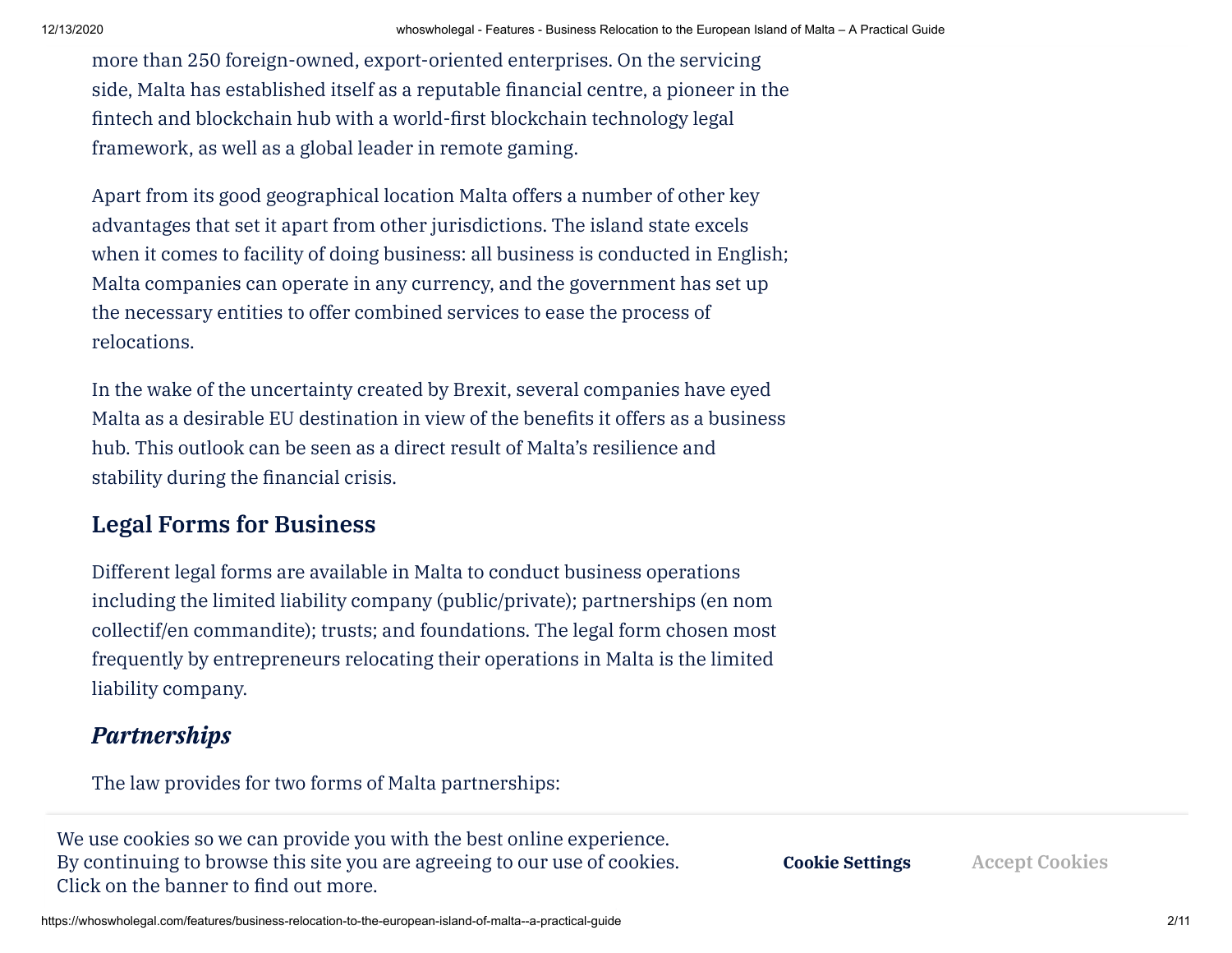more than 250 foreign-owned, export-oriented enterprises. On the servicing side, Malta has established itself as a reputable financial centre, a pioneer in the fintech and blockchain hub with a world-first blockchain technology legal framework, as well as a global leader in remote gaming.

Apart from its good geographical location Malta offers a number of other key advantages that set it apart from other jurisdictions. The island state excels when it comes to facility of doing business: all business is conducted in English; Malta companies can operate in any currency, and the government has set up the necessary entities to offer combined services to ease the process of relocations.

In the wake of the uncertainty created by Brexit, several companies have eyed Malta as a desirable EU destination in view of the benefits it offers as a business hub. This outlook can be seen as a direct result of Malta's resilience and stability during the financial crisis.

## Legal Forms for Business

Different legal forms are available in Malta to conduct business operations including the limited liability company (public/private); partnerships (en nom collectif/en commandite); trusts; and foundations. The legal form chosen most frequently by entrepreneurs relocating their operations in Malta is the limited liability company.

### *Partnerships*

The law provides for two forms of Malta partnerships: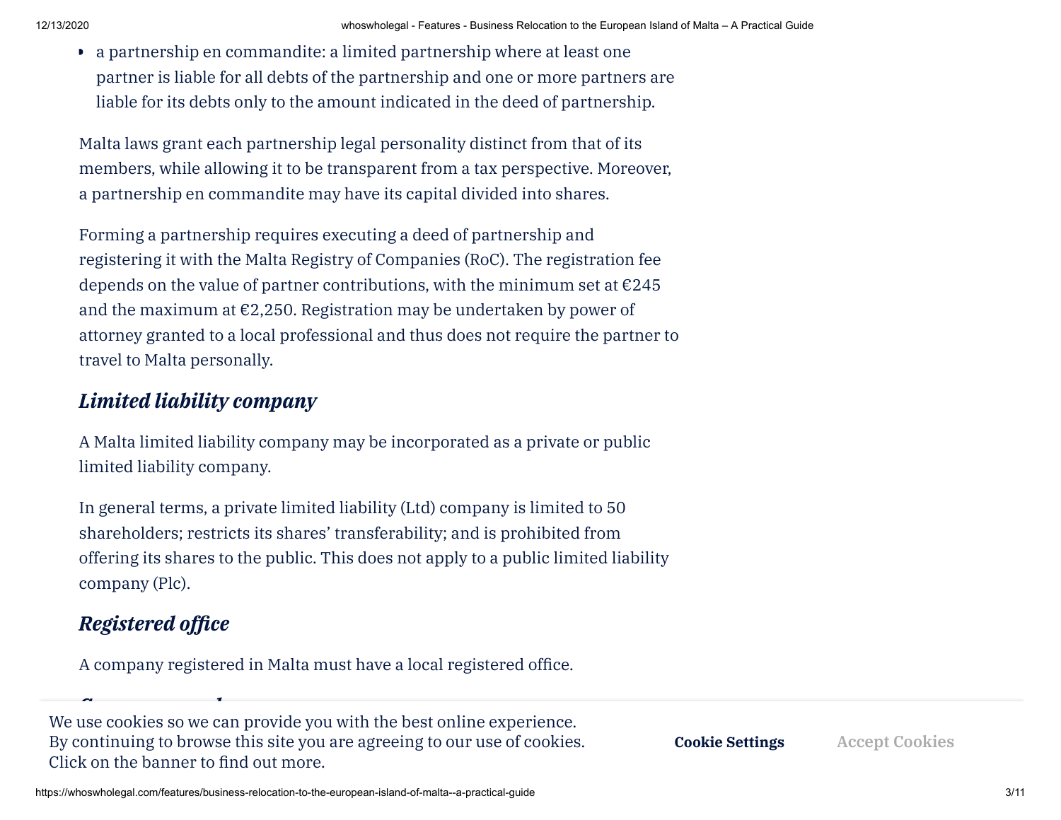- a partnership en commandite: a limited partnership where at least one partner is liable for all debts of the partnership and one or more partners are liable for its debts only to the amount indicated in the deed of partnership.

Malta laws grant each partnership legal personality distinct from that of its members, while allowing it to be transparent from a tax perspective. Moreover, a partnership en commandite may have its capital divided into shares.

Forming a partnership requires executing a deed of partnership and registering it with the Malta Registry of Companies (RoC). The registration fee depends on the value of partner contributions, with the minimum set at €245 and the maximum at €2,250. Registration may be undertaken by power of attorney granted to a local professional and thus does not require the partner to travel to Malta personally.

### *Limited liability company*

A Malta limited liability company may be incorporated as a private or public limited liability company.

In general terms, a private limited liability (Ltd) company is limited to 50 shareholders; restricts its shares' transferability; and is prohibited from offering its shares to the public. This does not apply to a public limited liability company (Plc).

### *Registered office*

A company registered in Malta must have a local registered office.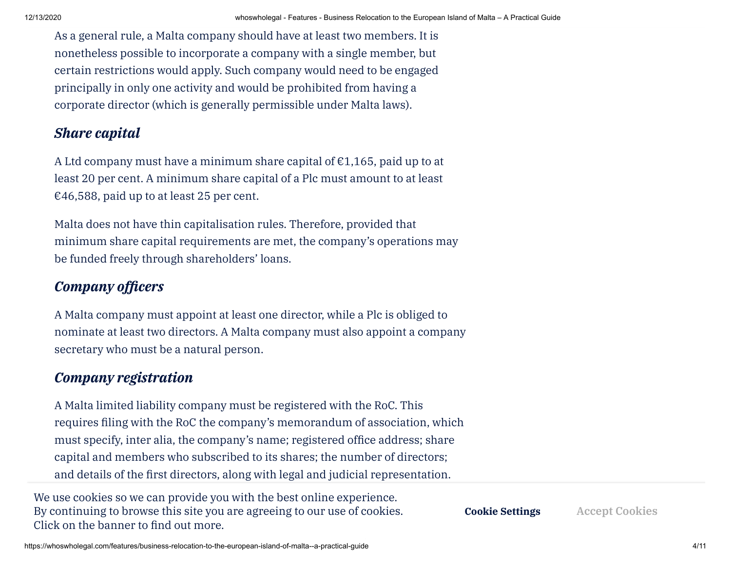As a general rule, a Malta company should have at least two members. It is nonetheless possible to incorporate a company with a single member, but certain restrictions would apply. Such company would need to be engaged principally in only one activity and would be prohibited from having a corporate director (which is generally permissible under Malta laws).

### *Share capital*

A Ltd company must have a minimum share capital of €1,165, paid up to at least 20 per cent. A minimum share capital of a Plc must amount to at least €46,588, paid up to at least 25 per cent.

Malta does not have thin capitalisation rules. Therefore, provided that minimum share capital requirements are met, the company's operations may be funded freely through shareholders' loans.

### *Company officers*

A Malta company must appoint at least one director, while a Plc is obliged to nominate at least two directors. A Malta company must also appoint a company secretary who must be a natural person.

### *Company registration*

A Malta limited liability company must be registered with the RoC. This requires filing with the RoC the company's memorandum of association, which must specify, inter alia, the company's name; registered office address; share capital and members who subscribed to its shares; the number of directors; and details of the first directors, along with legal and judicial representation.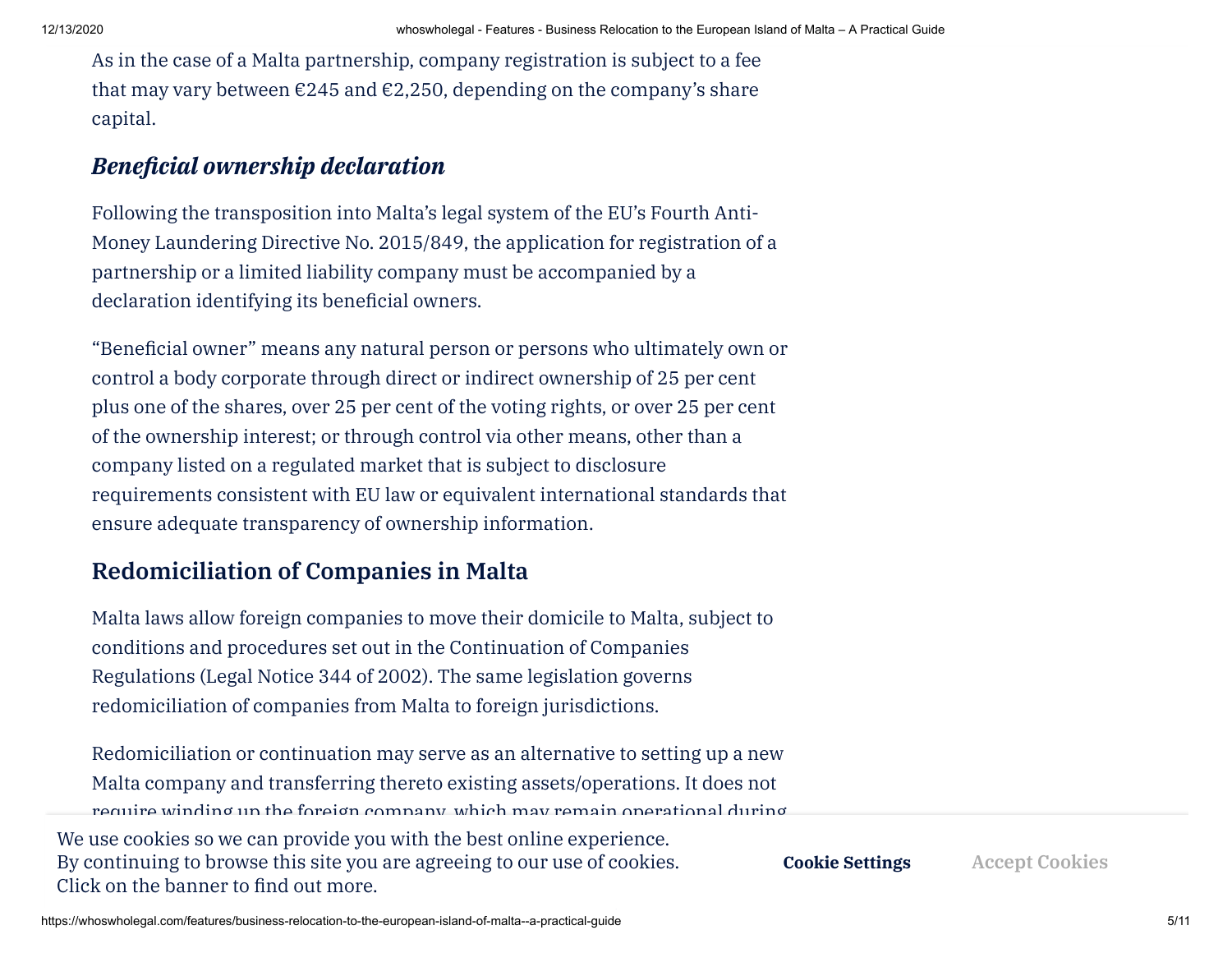As in the case of a Malta partnership, company registration is subject to a fee that may vary between €245 and €2,250, depending on the company's share capital.

### *Beneficial ownership declaration*

Following the transposition into Malta's legal system of the EU's Fourth Anti-Money Laundering Directive No. 2015/849, the application for registration of a partnership or a limited liability company must be accompanied by a declaration identifying its beneficial owners.

"Beneficial owner" means any natural person or persons who ultimately own or control a body corporate through direct or indirect ownership of 25 per cent plus one of the shares, over 25 per cent of the voting rights, or over 25 per cent of the ownership interest; or through control via other means, other than a company listed on a regulated market that is subject to disclosure requirements consistent with EU law or equivalent international standards that ensure adequate transparency of ownership information.

## Redomiciliation of Companies in Malta

Malta laws allow foreign companies to move their domicile to Malta, subject to conditions and procedures set out in the Continuation of Companies Regulations (Legal Notice 344 of 2002). The same legislation governs redomiciliation of companies from Malta to foreign jurisdictions.

Redomiciliation or continuation may serve as an alternative to setting up a new Malta company and transferring thereto existing assets/operations. It does not require winding up the foreign company, which may remain operational during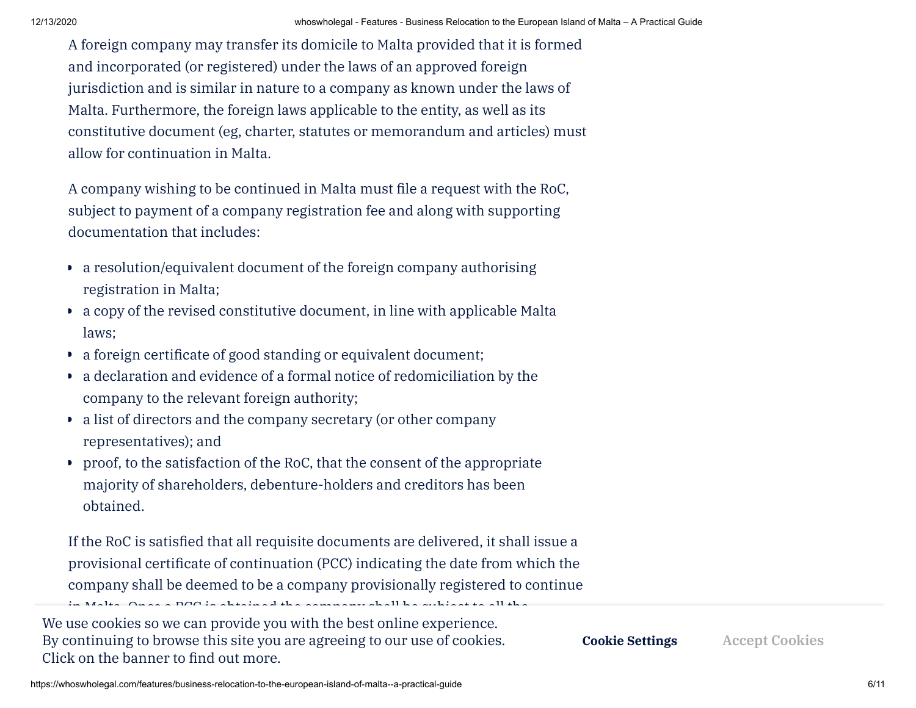A foreign company may transfer its domicile to Malta provided that it is formed and incorporated (or registered) under the laws of an approved foreign jurisdiction and is similar in nature to a company as known under the laws of Malta. Furthermore, the foreign laws applicable to the entity, as well as its constitutive document (eg, charter, statutes or memorandum and articles) must allow for continuation in Malta.

A company wishing to be continued in Malta must file a request with the RoC, subject to payment of a company registration fee and along with supporting documentation that includes:

- a resolution/equivalent document of the foreign company authorising registration in Malta;
- a copy of the revised constitutive document, in line with applicable Malta laws;
- a foreign certificate of good standing or equivalent document;
- a declaration and evidence of a formal notice of redomiciliation by the company to the relevant foreign authority;
- a list of directors and the company secretary (or other company representatives); and
- proof, to the satisfaction of the RoC, that the consent of the appropriate majority of shareholders, debenture-holders and creditors has been obtained.

If the RoC is satisfied that all requisite documents are delivered, it shall issue a provisional certificate of continuation (PCC) indicating the date from which the company shall be deemed to be a company provisionally registered to continue in Malta. Once a PCC is obtained the company shall be subject to all the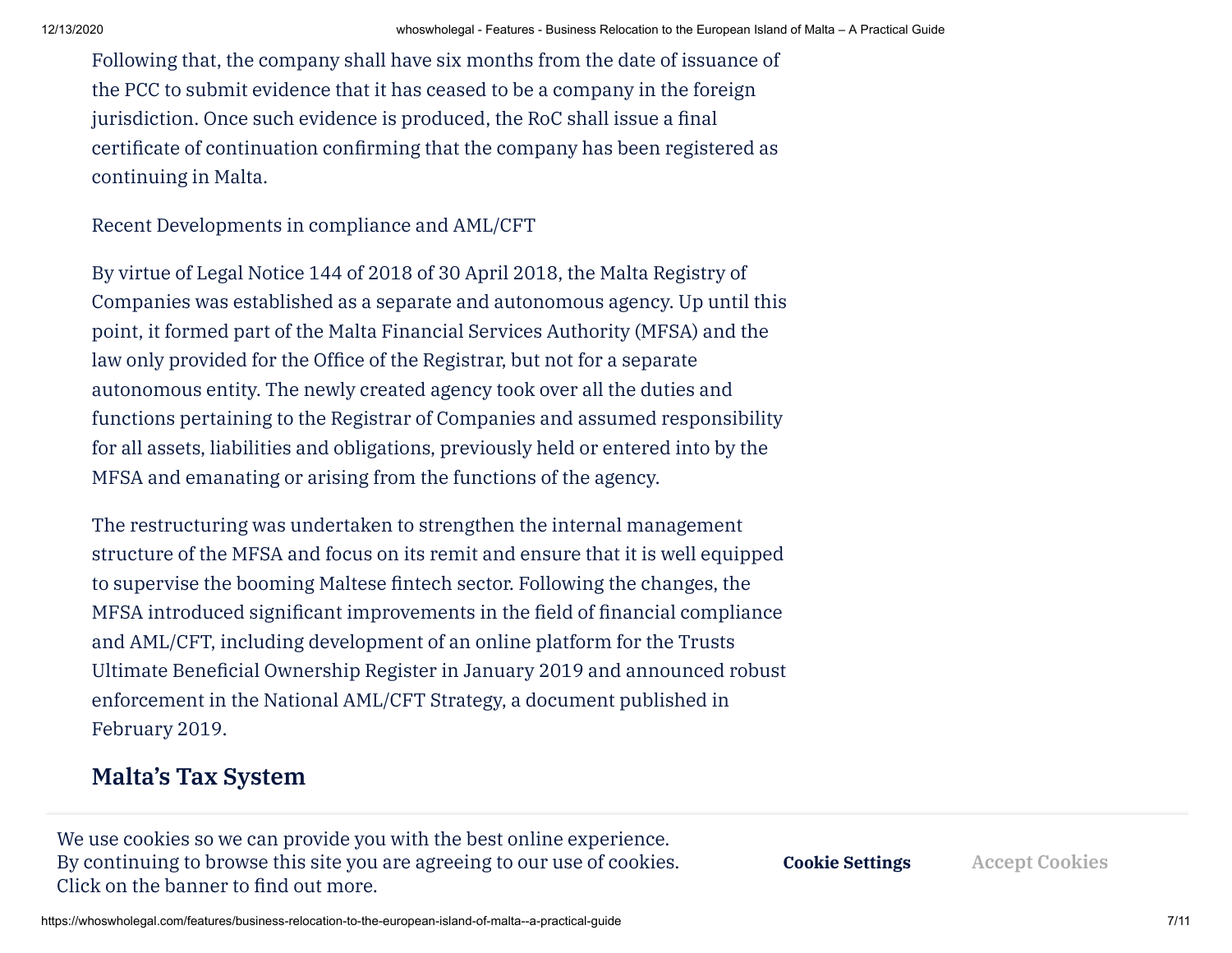Following that, the company shall have six months from the date of issuance of the PCC to submit evidence that it has ceased to be a company in the foreign jurisdiction. Once such evidence is produced, the RoC shall issue a final certificate of continuation confirming that the company has been registered as continuing in Malta.

Recent Developments in compliance and AML/CFT

By virtue of Legal Notice 144 of 2018 of 30 April 2018, the Malta Registry of Companies was established as a separate and autonomous agency. Up until this point, it formed part of the Malta Financial Services Authority (MFSA) and the law only provided for the Office of the Registrar, but not for a separate autonomous entity. The newly created agency took over all the duties and functions pertaining to the Registrar of Companies and assumed responsibility for all assets, liabilities and obligations, previously held or entered into by the MFSA and emanating or arising from the functions of the agency.

The restructuring was undertaken to strengthen the internal management structure of the MFSA and focus on its remit and ensure that it is well equipped to supervise the booming Maltese fintech sector. Following the changes, the MFSA introduced significant improvements in the field of financial compliance and AML/CFT, including development of an online platform for the Trusts Ultimate Beneficial Ownership Register in January 2019 and announced robust enforcement in the National AML/CFT Strategy, a document published in February 2019.

## Malta's Tax System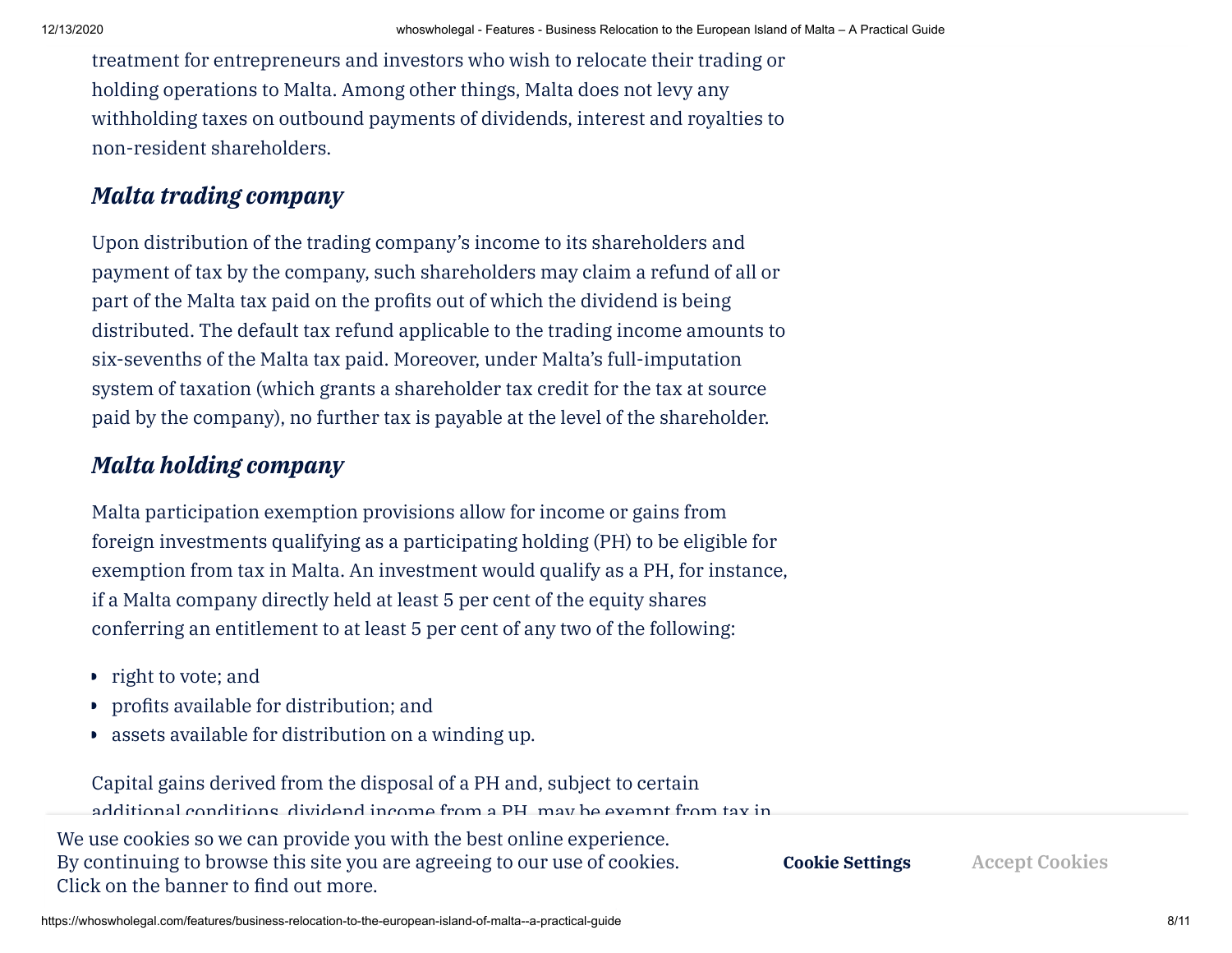treatment for entrepreneurs and investors who wish to relocate their trading or holding operations to Malta. Among other things, Malta does not levy any withholding taxes on outbound payments of dividends, interest and royalties to non-resident shareholders.

### *Malta trading company*

Upon distribution of the trading company's income to its shareholders and payment of tax by the company, such shareholders may claim a refund of all or part of the Malta tax paid on the profits out of which the dividend is being distributed. The default tax refund applicable to the trading income amounts to six-sevenths of the Malta tax paid. Moreover, under Malta's full-imputation system of taxation (which grants a shareholder tax credit for the tax at source paid by the company), no further tax is payable at the level of the shareholder.

### *Malta holding company*

Malta participation exemption provisions allow for income or gains from foreign investments qualifying as a participating holding (PH) to be eligible for exemption from tax in Malta. An investment would qualify as a PH, for instance, if a Malta company directly held at least 5 per cent of the equity shares conferring an entitlement to at least 5 per cent of any two of the following:

- right to vote; and
- profits available for distribution; and
- assets available for distribution on a winding up.

Capital gains derived from the disposal of a PH and, subject to certain additional conditions, dividend income from a PH, may be exempt from tax in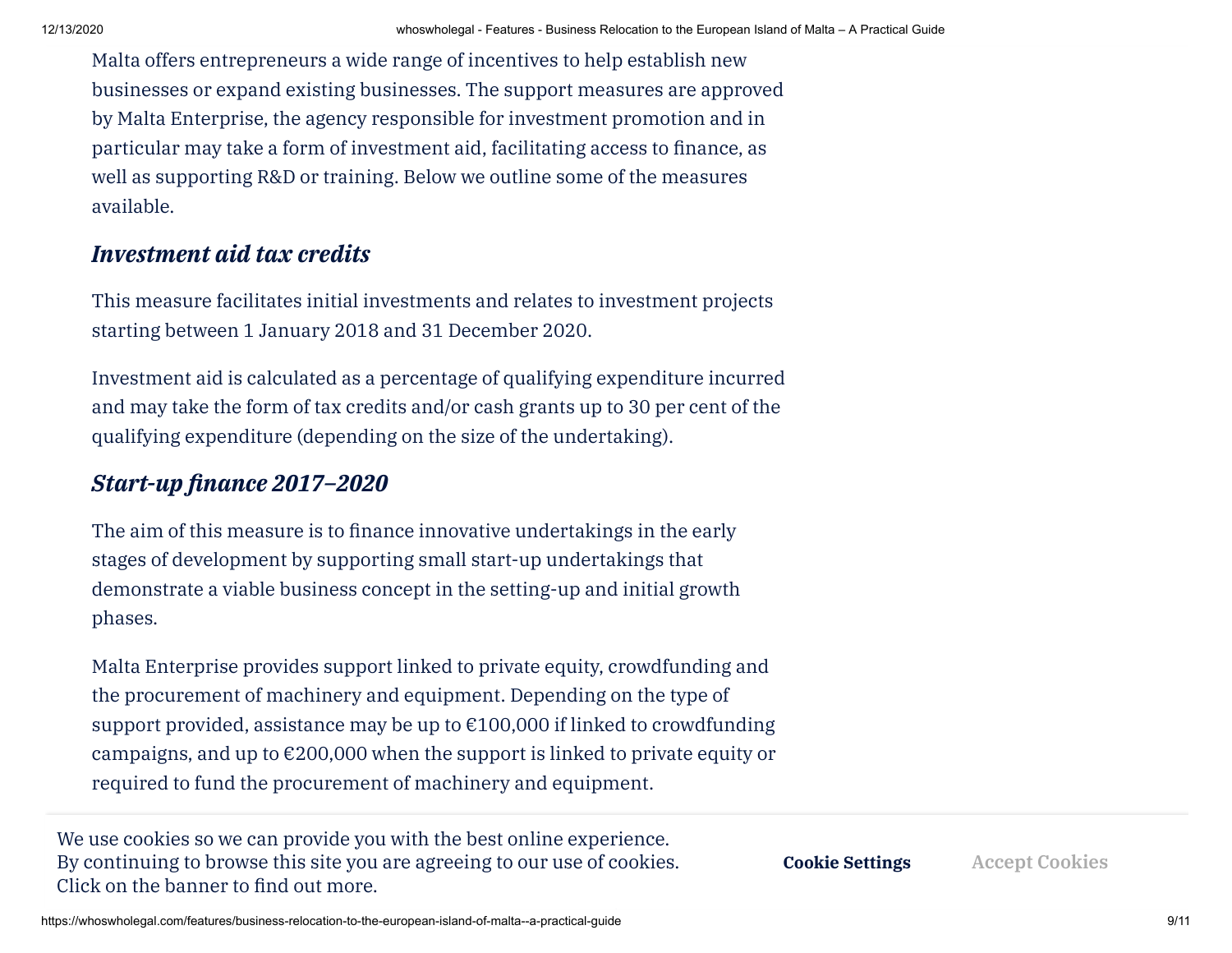Malta offers entrepreneurs a wide range of incentives to help establish new businesses or expand existing businesses. The support measures are approved by Malta Enterprise, the agency responsible for investment promotion and in particular may take a form of investment aid, facilitating access to finance, as well as supporting R&D or training. Below we outline some of the measures available.

### *Investment aid tax credits*

This measure facilitates initial investments and relates to investment projects starting between 1 January 2018 and 31 December 2020.

Investment aid is calculated as a percentage of qualifying expenditure incurred and may take the form of tax credits and/or cash grants up to 30 per cent of the qualifying expenditure (depending on the size of the undertaking).

### *Start-up finance 2017–2020*

The aim of this measure is to finance innovative undertakings in the early stages of development by supporting small start-up undertakings that demonstrate a viable business concept in the setting-up and initial growth phases.

Malta Enterprise provides support linked to private equity, crowdfunding and the procurement of machinery and equipment. Depending on the type of support provided, assistance may be up to €100,000 if linked to crowdfunding campaigns, and up to €200,000 when the support is linked to private equity or required to fund the procurement of machinery and equipment.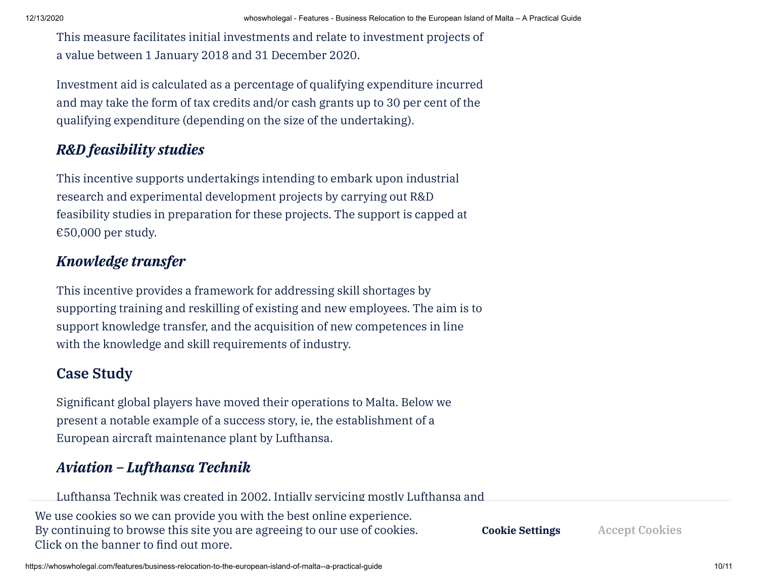This measure facilitates initial investments and relate to investment projects of a value between 1 January 2018 and 31 December 2020.

Investment aid is calculated as a percentage of qualifying expenditure incurred and may take the form of tax credits and/or cash grants up to 30 per cent of the qualifying expenditure (depending on the size of the undertaking).

### *R&D feasibility studies*

This incentive supports undertakings intending to embark upon industrial research and experimental development projects by carrying out R&D feasibility studies in preparation for these projects. The support is capped at €50,000 per study.

### *Knowledge transfer*

This incentive provides a framework for addressing skill shortages by supporting training and reskilling of existing and new employees. The aim is to support knowledge transfer, and the acquisition of new competences in line with the knowledge and skill requirements of industry.

## Case Study

Significant global players have moved their operations to Malta. Below we present a notable example of a success story, ie, the establishment of a European aircraft maintenance plant by Lufthansa.

### *Aviation – Lufthansa Technik*

Lufthansa Technik was created in 2002. Intially servicing mostly Lufthansa and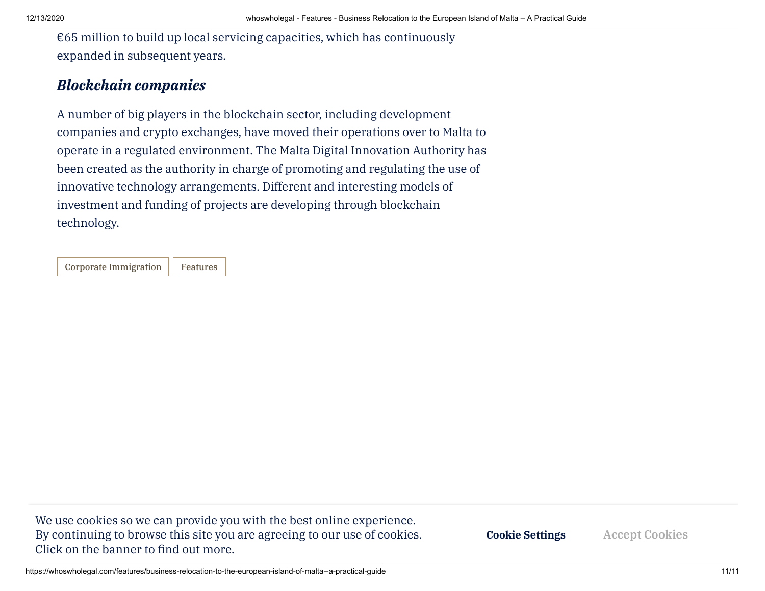€65 million to build up local servicing capacities, which has continuously expanded in subsequent years.

### *Blockchain companies*

A number of big players in the blockchain sector, including development companies and crypto exchanges, have moved their operations over to Malta to operate in a regulated environment. The Malta Digital Innovation Authority has been created as the authority in charge of promoting and regulating the use of innovative technology arrangements. Different and interesting models of investment and funding of projects are developing through blockchain technology.

Corporate Immigration    Features

We use cookies so we can provide you with the best online experience.
By continuing to browse this site you are agreeing to our use of cookies.
Click on the banner to find out more.

**Cookie Settings**    Accept Cookies